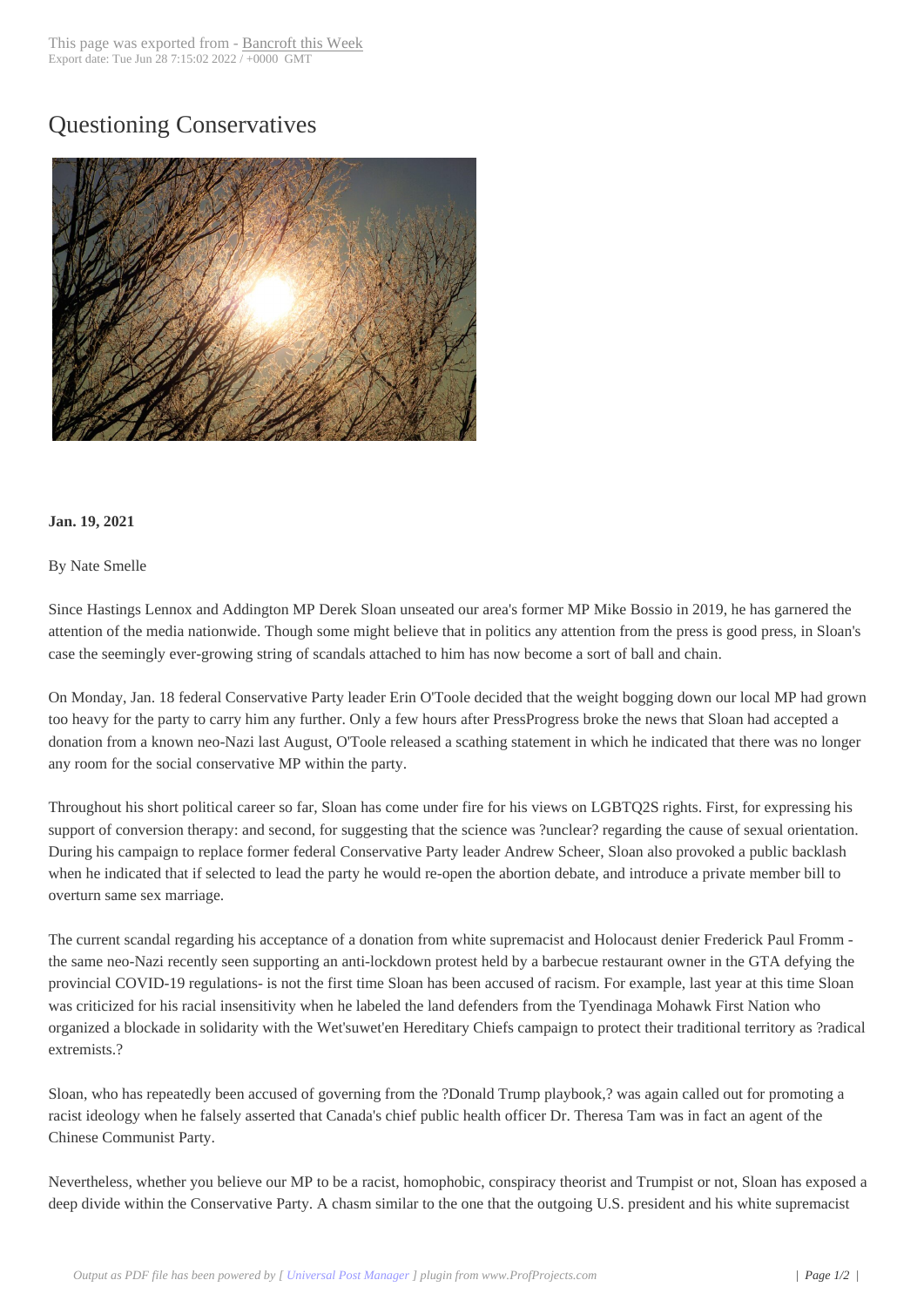# Questioning Conservatives

**Jan. 19, 2021**

By Nate Smelle

Since Hastings Lennox and Addington MP Derek Sloan unseated our area's former MP Mike Bossio in 2019, he has garnered the attention of the media nationwide. Though some might believe that in politics any attention from the press is good press, in Sloan's case the seemingly ever-growing string of scandals attached to him has now become a sort of ball and chain.

On Monday, Jan. 18 federal Conservative Party leader Erin O'Toole decided that the weight bogging down our local MP had grown too heavy for the party to carry him any further. Only a few hours after PressProgress broke the news that Sloan had accepted a donation from a known neo-Nazi last August, O'Toole released a scathing statement in which he indicated that there was no longer any room for the social conservative MP within the party.

Throughout his short political career so far, Sloan has come under fire for his views on LGBTQ2S rights. First, for expressing his support of conversion therapy: and second, for suggesting that the science was ?unclear? regarding the cause of sexual orientation. During his campaign to replace former federal Conservative Party leader Andrew Scheer, Sloan also provoked a public backlash when he indicated that if selected to lead the party he would re-open the abortion debate, and introduce a private member bill to overturn same sex marriage.

The current scandal regarding his acceptance of a donation from white supremacist and Holocaust denier Frederick Paul Fromm - the same neo-Nazi recently seen supporting an anti-lockdown protest held by a barbecue restaurant owner in the GTA defying the provincial COVID-19 regulations- is not the first time Sloan has been accused of racism. For example, last year at this time Sloan was criticized for his racial insensitivity when he labeled the land defenders from the Tyendinaga Mohawk First Nation who organized a blockade in solidarity with the Wet'suwet'en Hereditary Chiefs campaign to protect their traditional territory as ?radical extremists.?

Sloan, who has repeatedly been accused of governing from the ?Donald Trump playbook,? was again called out for promoting a racist ideology when he falsely asserted that Canada's chief public health officer Dr. Theresa Tam was in fact an agent of the Chinese Communist Party.

Nevertheless, whether you believe our MP to be a racist, homophobic, conspiracy theorist and Trumpist or not, Sloan has exposed a deep divide within the Conservative Party. A chasm similar to the one that the outgoing U.S. president and his white supremacist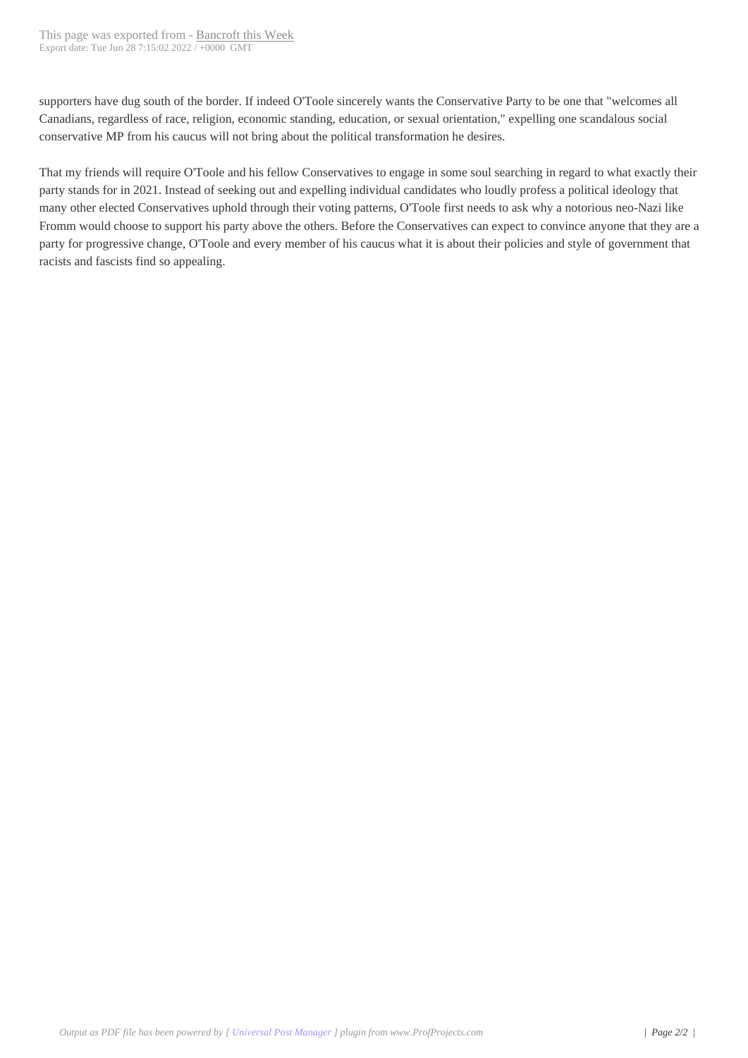supporters have dug south of the border. If indeed O'Toole sincerely wants the Conservative Party to be one that "welcomes all Canadians, regardless of race, religion, economic standing, education, or sexual orientation," expelling one scandalous social conservative MP from his caucus will not bring about the political transformation he desires.

That my friends will require O'Toole and his fellow Conservatives to engage in some soul searching in regard to what exactly their party stands for in 2021. Instead of seeking out and expelling individual candidates who loudly profess a political ideology that many other elected Conservatives uphold through their voting patterns, O'Toole first needs to ask why a notorious neo-Nazi like Fromm would choose to support his party above the others. Before the Conservatives can expect to convince anyone that they are a party for progressive change, O'Toole and every member of his caucus what it is about their policies and style of government that racists and fascists find so appealing.